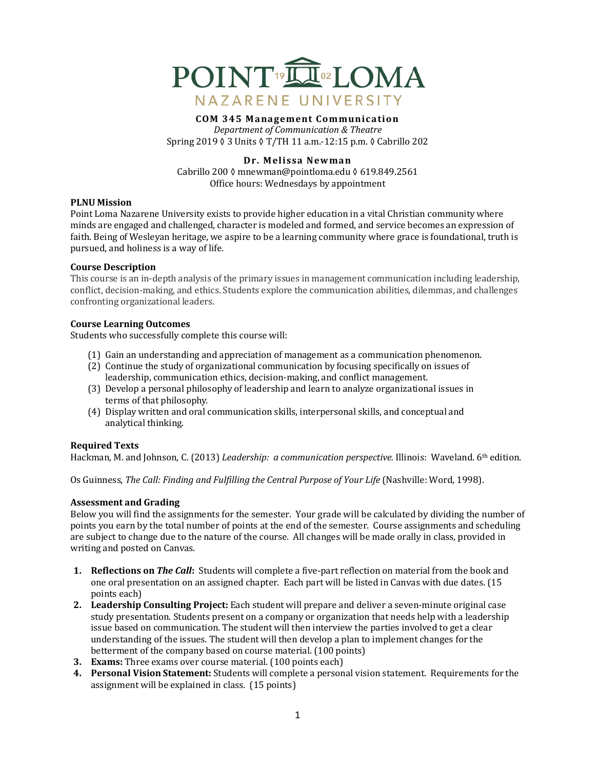# POINT LOMA NAZARENE UNIVERSITY

**COM 345 Management Communication**

*Department of Communication & Theatre*

Spring 2019 ◊ 3 Units ◊ T/TH 11 a.m.-12:15 p.m. ◊ Cabrillo 202

**Dr. Melissa Newman**

Cabrillo 200 ◊ mnewman@pointloma.edu ◊ 619.849.2561

Office hours: Wednesdays by appointment

### PLNU Mission

Point Loma Nazarene University exists to provide higher education in a vital Christian community where minds are engaged and challenged, character is modeled and formed, and service becomes an expression of faith. Being of Wesleyan heritage, we aspire to be a learning community where grace is foundational, truth is pursued, and holiness is a way of life.

### Course Description

This course is an in-depth analysis of the primary issues in management communication including leadership, conflict, decision-making, and ethics. Students explore the communication abilities, dilemmas, and challenges confronting organizational leaders.

### Course Learning Outcomes

Students who successfully complete this course will:

(1) Gain an understanding and appreciation of management as a communication phenomenon.
(2) Continue the study of organizational communication by focusing specifically on issues of leadership, communication ethics, decision-making, and conflict management.
(3) Develop a personal philosophy of leadership and learn to analyze organizational issues in terms of that philosophy.
(4) Display written and oral communication skills, interpersonal skills, and conceptual and analytical thinking.

### Required Texts

Hackman, M. and Johnson, C. (2013) *Leadership: a communication perspective.* Illinois: Waveland. 6th edition.

Os Guinness, *The Call: Finding and Fulfilling the Central Purpose of Your Life* (Nashville: Word, 1998).

### Assessment and Grading

Below you will find the assignments for the semester. Your grade will be calculated by dividing the number of points you earn by the total number of points at the end of the semester. Course assignments and scheduling are subject to change due to the nature of the course. All changes will be made orally in class, provided in writing and posted on Canvas.

1. **Reflections on *The Call*:** Students will complete a five-part reflection on material from the book and one oral presentation on an assigned chapter. Each part will be listed in Canvas with due dates. (15 points each)
2. **Leadership Consulting Project:** Each student will prepare and deliver a seven-minute original case study presentation. Students present on a company or organization that needs help with a leadership issue based on communication. The student will then interview the parties involved to get a clear understanding of the issues. The student will then develop a plan to implement changes for the betterment of the company based on course material. (100 points)
3. **Exams:** Three exams over course material. (100 points each)
4. **Personal Vision Statement:** Students will complete a personal vision statement. Requirements for the assignment will be explained in class. (15 points)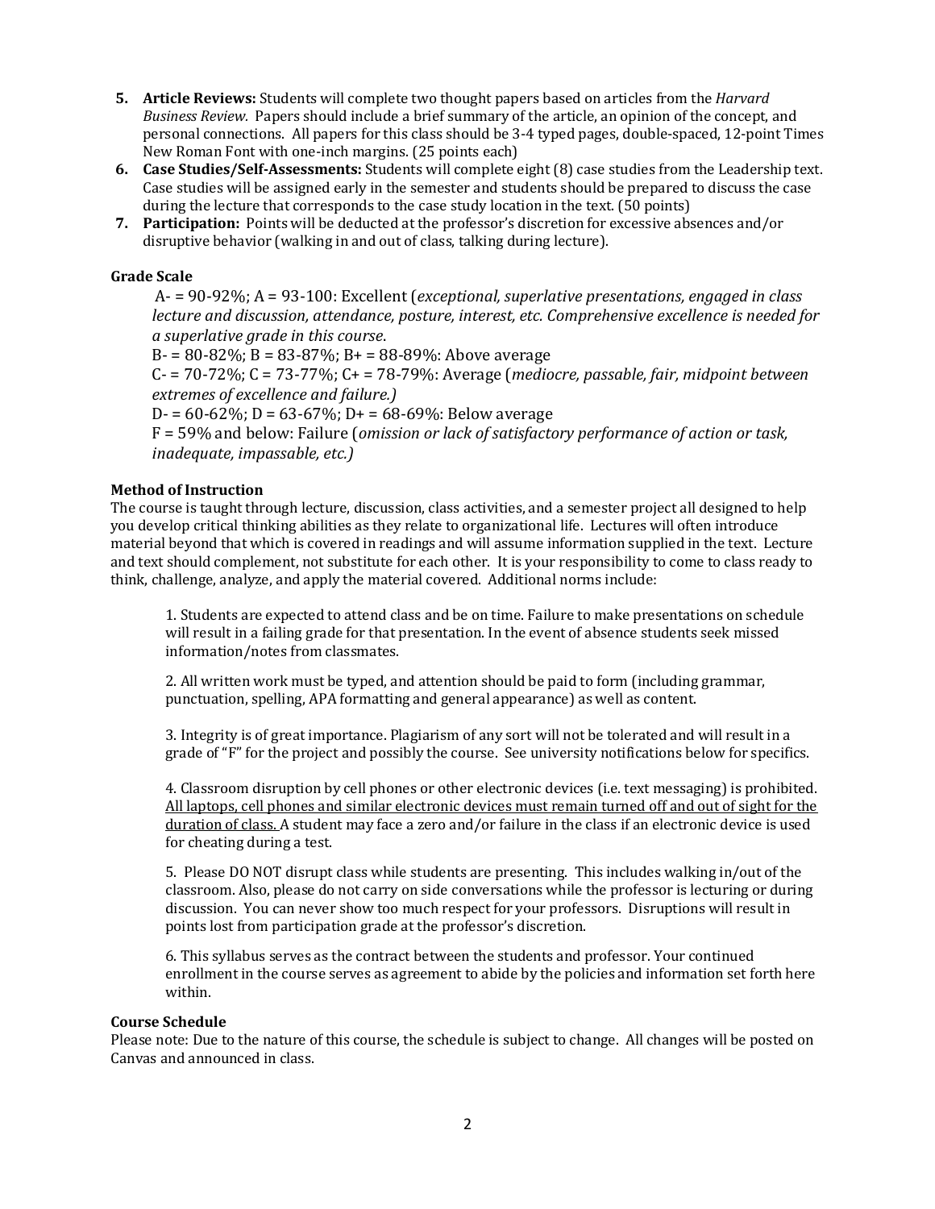5. **Article Reviews:** Students will complete two thought papers based on articles from the *Harvard Business Review*. Papers should include a brief summary of the article, an opinion of the concept, and personal connections. All papers for this class should be 3-4 typed pages, double-spaced, 12-point Times New Roman Font with one-inch margins. (25 points each)
6. **Case Studies/Self-Assessments:** Students will complete eight (8) case studies from the Leadership text. Case studies will be assigned early in the semester and students should be prepared to discuss the case during the lecture that corresponds to the case study location in the text. (50 points)
7. **Participation:** Points will be deducted at the professor's discretion for excessive absences and/or disruptive behavior (walking in and out of class, talking during lecture).

**Grade Scale**

A- = 90-92%; A = 93-100: Excellent (*exceptional, superlative presentations, engaged in class lecture and discussion, attendance, posture, interest, etc. Comprehensive excellence is needed for a superlative grade in this course.*

B- = 80-82%; B = 83-87%; B+ = 88-89%: Above average

C- = 70-72%; C = 73-77%; C+ = 78-79%: Average (*mediocre, passable, fair, midpoint between extremes of excellence and failure.)*

D- = 60-62%; D = 63-67%; D+ = 68-69%: Below average

F = 59% and below: Failure (*omission or lack of satisfactory performance of action or task, inadequate, impassable, etc.)*

**Method of Instruction**

The course is taught through lecture, discussion, class activities, and a semester project all designed to help you develop critical thinking abilities as they relate to organizational life. Lectures will often introduce material beyond that which is covered in readings and will assume information supplied in the text. Lecture and text should complement, not substitute for each other. It is your responsibility to come to class ready to think, challenge, analyze, and apply the material covered. Additional norms include:

1. Students are expected to attend class and be on time. Failure to make presentations on schedule will result in a failing grade for that presentation. In the event of absence students seek missed information/notes from classmates.

2. All written work must be typed, and attention should be paid to form (including grammar, punctuation, spelling, APA formatting and general appearance) as well as content.

3. Integrity is of great importance. Plagiarism of any sort will not be tolerated and will result in a grade of "F" for the project and possibly the course. See university notifications below for specifics.

4. Classroom disruption by cell phones or other electronic devices (i.e. text messaging) is prohibited. <u>All laptops, cell phones and similar electronic devices must remain turned off and out of sight for the duration of class.</u> A student may face a zero and/or failure in the class if an electronic device is used for cheating during a test.

5. Please DO NOT disrupt class while students are presenting. This includes walking in/out of the classroom. Also, please do not carry on side conversations while the professor is lecturing or during discussion. You can never show too much respect for your professors. Disruptions will result in points lost from participation grade at the professor's discretion.

6. This syllabus serves as the contract between the students and professor. Your continued enrollment in the course serves as agreement to abide by the policies and information set forth here within.

**Course Schedule**

Please note: Due to the nature of this course, the schedule is subject to change. All changes will be posted on Canvas and announced in class.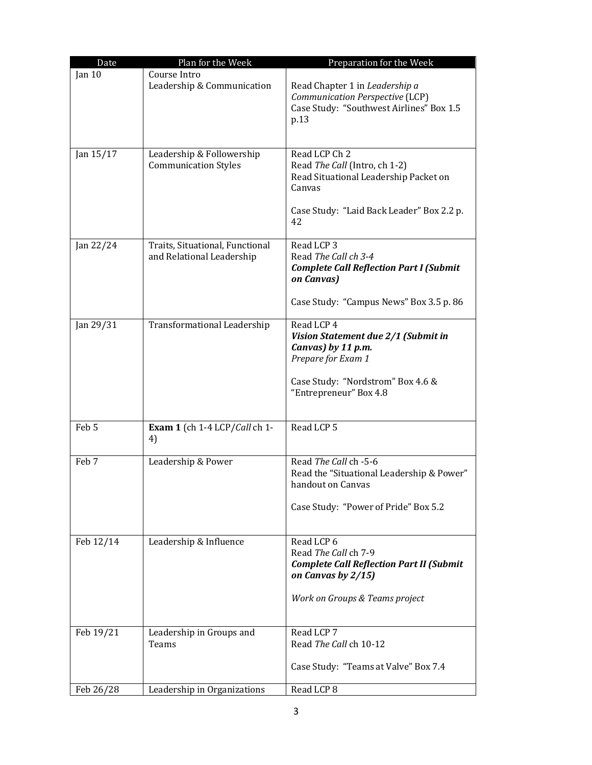| Date | Plan for the Week | Preparation for the Week |
| --- | --- | --- |
| Jan 10 | Course Intro<br>Leadership & Communication | Read Chapter 1 in *Leadership a Communication Perspective* (LCP)<br>Case Study: "Southwest Airlines" Box 1.5 p.13 |
| Jan 15/17 | Leadership & Followership Communication Styles | Read LCP Ch 2<br>Read *The Call* (Intro, ch 1-2)<br>Read Situational Leadership Packet on Canvas<br><br>Case Study: "Laid Back Leader" Box 2.2 p. 42 |
| Jan 22/24 | Traits, Situational, Functional and Relational Leadership | Read LCP 3<br>Read *The Call ch 3-4*<br>***Complete Call Reflection Part I (Submit on Canvas)***<br><br>Case Study: "Campus News" Box 3.5 p. 86 |
| Jan 29/31 | Transformational Leadership | Read LCP 4<br>***Vision Statement due 2/1 (Submit in Canvas) by 11 p.m.***<br>*Prepare for Exam 1*<br><br>Case Study: "Nordstrom" Box 4.6 & "Entrepreneur" Box 4.8 |
| Feb 5 | **Exam 1** (ch 1-4 LCP/*Call* ch 1-4) | Read LCP 5 |
| Feb 7 | Leadership & Power | Read *The Call* ch -5-6<br>Read the "Situational Leadership & Power" handout on Canvas<br><br>Case Study: "Power of Pride" Box 5.2 |
| Feb 12/14 | Leadership & Influence | Read LCP 6<br>Read *The Call* ch 7-9<br>***Complete Call Reflection Part II (Submit on Canvas by 2/15)***<br><br>*Work on Groups & Teams project* |
| Feb 19/21 | Leadership in Groups and Teams | Read LCP 7<br>Read *The Call* ch 10-12<br><br>Case Study: "Teams at Valve" Box 7.4 |
| Feb 26/28 | Leadership in Organizations | Read LCP 8 |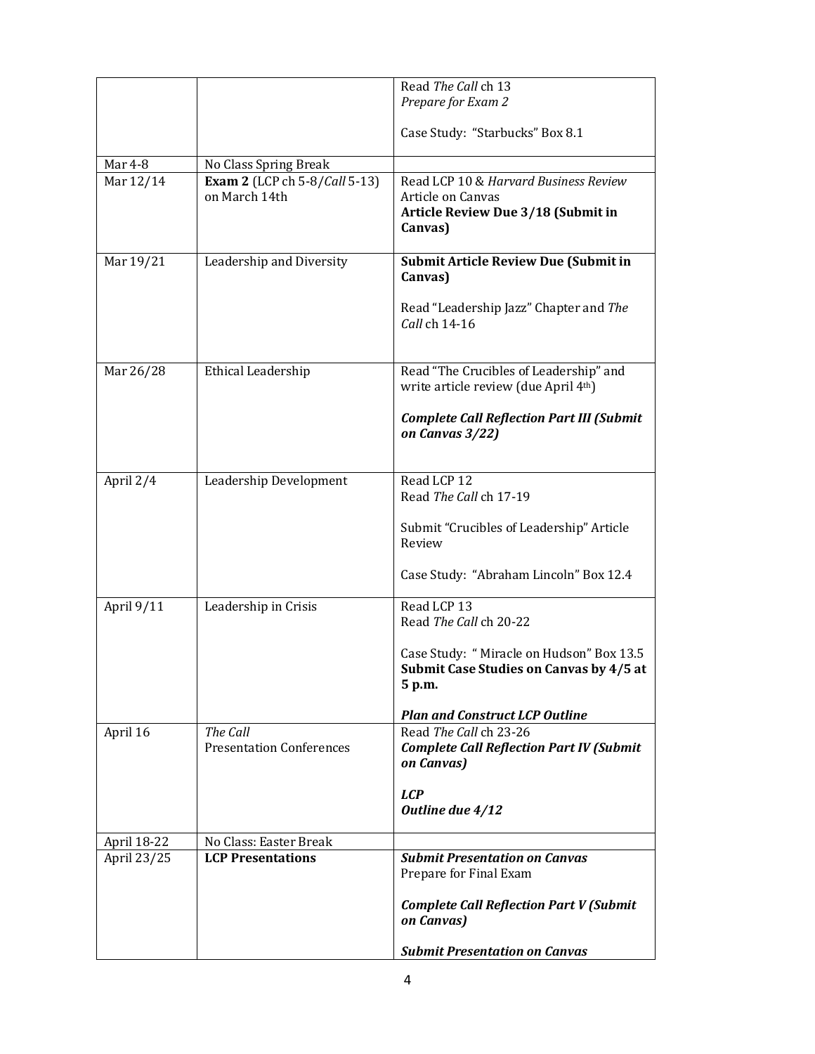| | | |
|---|---|---|
| | | Read *The Call* ch 13<br>*Prepare for Exam 2*<br><br>Case Study: "Starbucks" Box 8.1 |
| Mar 4-8 | No Class Spring Break | |
| Mar 12/14 | **Exam 2** (LCP ch 5-8/*Call* 5-13) on March 14th | Read LCP 10 & *Harvard Business Review* Article on Canvas<br>**Article Review Due 3/18 (Submit in Canvas)** |
| Mar 19/21 | Leadership and Diversity | **Submit Article Review Due (Submit in Canvas)**<br><br>Read "Leadership Jazz" Chapter and *The Call* ch 14-16 |
| Mar 26/28 | Ethical Leadership | Read "The Crucibles of Leadership" and write article review (due April 4th)<br><br>***Complete Call Reflection Part III (Submit on Canvas 3/22)*** |
| April 2/4 | Leadership Development | Read LCP 12<br>Read *The Call* ch 17-19<br><br>Submit "Crucibles of Leadership" Article Review<br><br>Case Study: "Abraham Lincoln" Box 12.4 |
| April 9/11 | Leadership in Crisis | Read LCP 13<br>Read *The Call* ch 20-22<br><br>Case Study: " Miracle on Hudson" Box 13.5<br>**Submit Case Studies on Canvas by 4/5 at 5 p.m.**<br><br>***Plan and Construct LCP Outline*** |
| April 16 | *The Call*<br>Presentation Conferences | Read *The Call* ch 23-26<br>***Complete Call Reflection Part IV (Submit on Canvas)***<br><br>***LCP***<br>***Outline due 4/12*** |
| April 18-22 | No Class: Easter Break | |
| April 23/25 | **LCP Presentations** | ***Submit Presentation on Canvas***<br>Prepare for Final Exam<br><br>***Complete Call Reflection Part V (Submit on Canvas)***<br><br>***Submit Presentation on Canvas*** |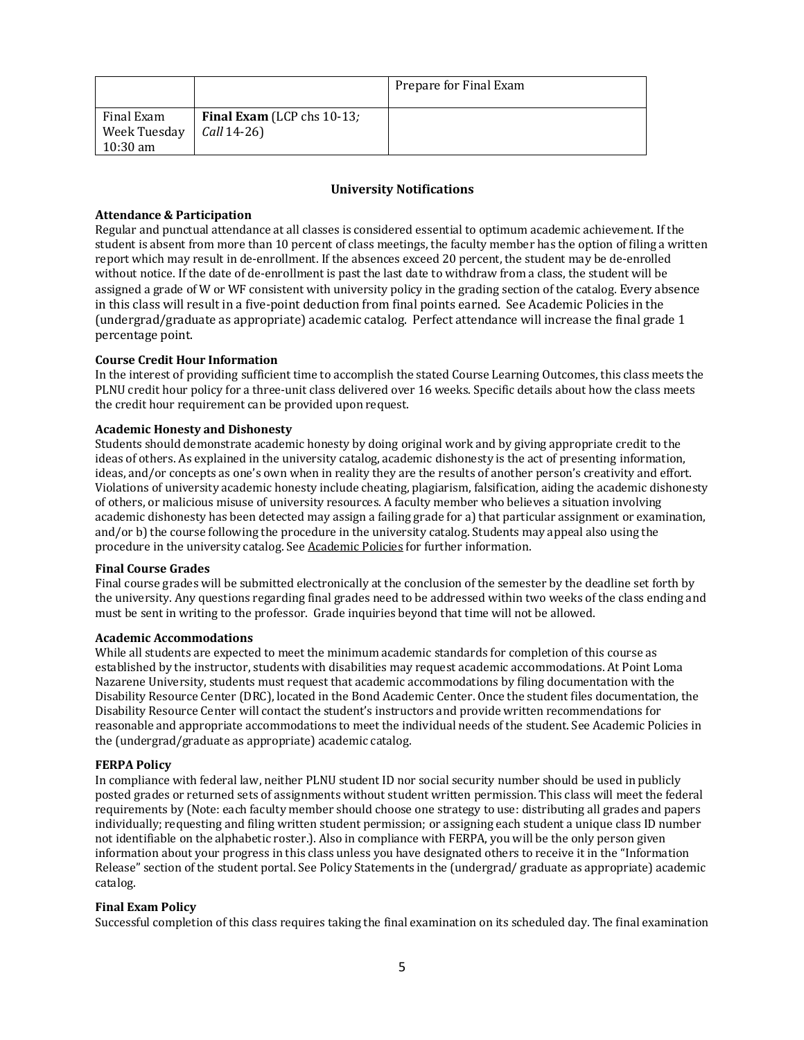| | | Prepare for Final Exam |
|---|---|---|
| Final Exam Week Tuesday 10:30 am | **Final Exam** (LCP chs 10-13*;* *Call* 14-26) | |

## University Notifications

**Attendance & Participation**

Regular and punctual attendance at all classes is considered essential to optimum academic achievement. If the student is absent from more than 10 percent of class meetings, the faculty member has the option of filing a written report which may result in de-enrollment. If the absences exceed 20 percent, the student may be de-enrolled without notice. If the date of de-enrollment is past the last date to withdraw from a class, the student will be assigned a grade of W or WF consistent with university policy in the grading section of the catalog. Every absence in this class will result in a five-point deduction from final points earned. See Academic Policies in the (undergrad/graduate as appropriate) academic catalog. Perfect attendance will increase the final grade 1 percentage point.

**Course Credit Hour Information**

In the interest of providing sufficient time to accomplish the stated Course Learning Outcomes, this class meets the PLNU credit hour policy for a three-unit class delivered over 16 weeks. Specific details about how the class meets the credit hour requirement can be provided upon request.

**Academic Honesty and Dishonesty**

Students should demonstrate academic honesty by doing original work and by giving appropriate credit to the ideas of others. As explained in the university catalog, academic dishonesty is the act of presenting information, ideas, and/or concepts as one's own when in reality they are the results of another person's creativity and effort. Violations of university academic honesty include cheating, plagiarism, falsification, aiding the academic dishonesty of others, or malicious misuse of university resources. A faculty member who believes a situation involving academic dishonesty has been detected may assign a failing grade for a) that particular assignment or examination, and/or b) the course following the procedure in the university catalog. Students may appeal also using the procedure in the university catalog. See Academic Policies for further information.

**Final Course Grades**

Final course grades will be submitted electronically at the conclusion of the semester by the deadline set forth by the university. Any questions regarding final grades need to be addressed within two weeks of the class ending and must be sent in writing to the professor. Grade inquiries beyond that time will not be allowed.

**Academic Accommodations**

While all students are expected to meet the minimum academic standards for completion of this course as established by the instructor, students with disabilities may request academic accommodations. At Point Loma Nazarene University, students must request that academic accommodations by filing documentation with the Disability Resource Center (DRC), located in the Bond Academic Center. Once the student files documentation, the Disability Resource Center will contact the student's instructors and provide written recommendations for reasonable and appropriate accommodations to meet the individual needs of the student. See Academic Policies in the (undergrad/graduate as appropriate) academic catalog.

**FERPA Policy**

In compliance with federal law, neither PLNU student ID nor social security number should be used in publicly posted grades or returned sets of assignments without student written permission. This class will meet the federal requirements by (Note: each faculty member should choose one strategy to use: distributing all grades and papers individually; requesting and filing written student permission; or assigning each student a unique class ID number not identifiable on the alphabetic roster.). Also in compliance with FERPA, you will be the only person given information about your progress in this class unless you have designated others to receive it in the "Information Release" section of the student portal. See Policy Statements in the (undergrad/ graduate as appropriate) academic catalog.

**Final Exam Policy**

Successful completion of this class requires taking the final examination on its scheduled day. The final examination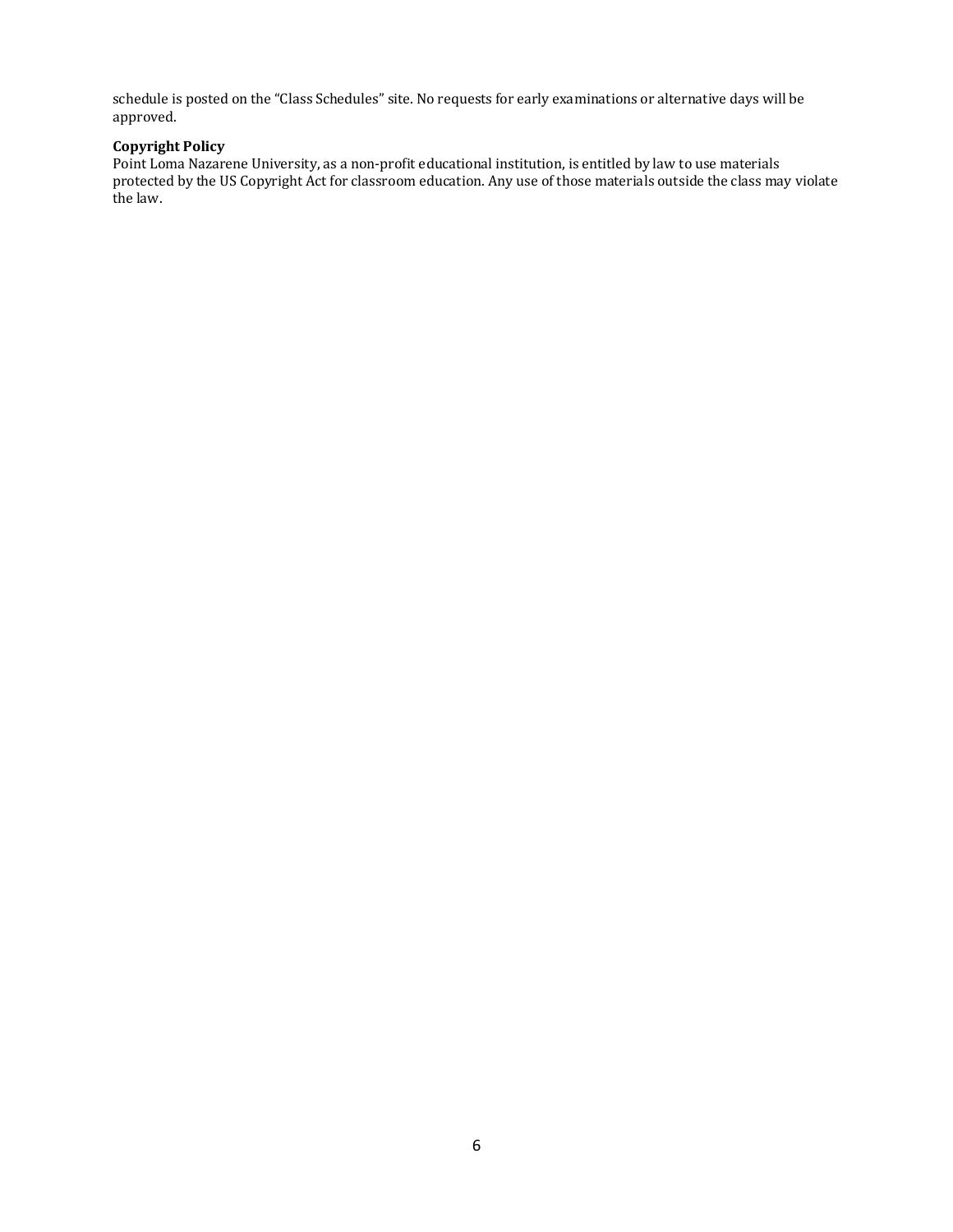schedule is posted on the "Class Schedules" site. No requests for early examinations or alternative days will be approved.

**Copyright Policy**

Point Loma Nazarene University, as a non-profit educational institution, is entitled by law to use materials protected by the US Copyright Act for classroom education. Any use of those materials outside the class may violate the law.